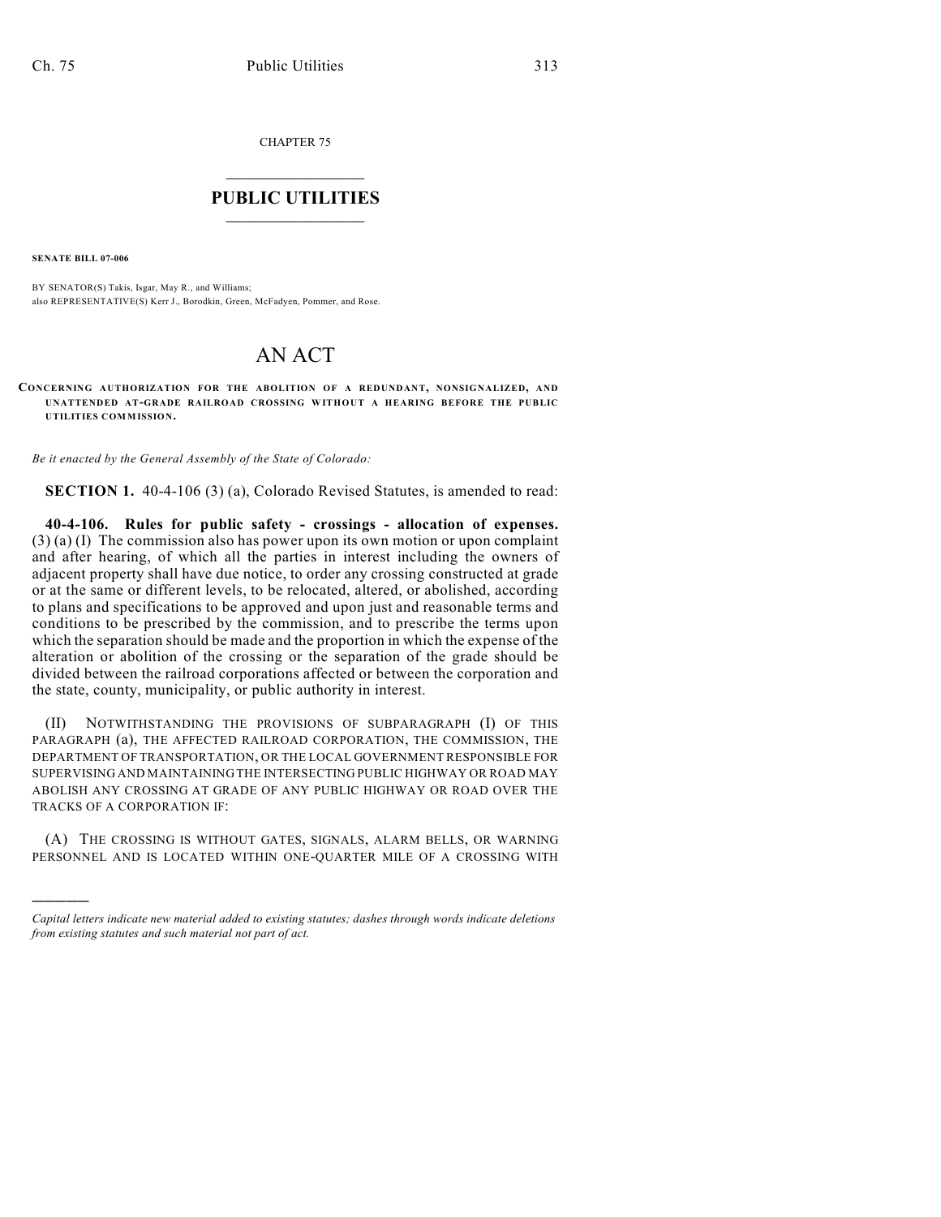CHAPTER 75

# PUBLIC UTILITIES

**SENATE BILL 07-006**

BY SENATOR(S) Takis, Isgar, May R., and Williams;
also REPRESENTATIVE(S) Kerr J., Borodkin, Green, McFadyen, Pommer, and Rose.

# AN ACT

**CONCERNING AUTHORIZATION FOR THE ABOLITION OF A REDUNDANT, NONSIGNALIZED, AND UNATTENDED AT-GRADE RAILROAD CROSSING WITHOUT A HEARING BEFORE THE PUBLIC UTILITIES COMMISSION.**

*Be it enacted by the General Assembly of the State of Colorado:*

**SECTION 1.** 40-4-106 (3) (a), Colorado Revised Statutes, is amended to read:

**40-4-106. Rules for public safety - crossings - allocation of expenses.** (3) (a) (I) The commission also has power upon its own motion or upon complaint and after hearing, of which all the parties in interest including the owners of adjacent property shall have due notice, to order any crossing constructed at grade or at the same or different levels, to be relocated, altered, or abolished, according to plans and specifications to be approved and upon just and reasonable terms and conditions to be prescribed by the commission, and to prescribe the terms upon which the separation should be made and the proportion in which the expense of the alteration or abolition of the crossing or the separation of the grade should be divided between the railroad corporations affected or between the corporation and the state, county, municipality, or public authority in interest.

(II) NOTWITHSTANDING THE PROVISIONS OF SUBPARAGRAPH (I) OF THIS PARAGRAPH (a), THE AFFECTED RAILROAD CORPORATION, THE COMMISSION, THE DEPARTMENT OF TRANSPORTATION, OR THE LOCAL GOVERNMENT RESPONSIBLE FOR SUPERVISING AND MAINTAINING THE INTERSECTING PUBLIC HIGHWAY OR ROAD MAY ABOLISH ANY CROSSING AT GRADE OF ANY PUBLIC HIGHWAY OR ROAD OVER THE TRACKS OF A CORPORATION IF:

(A) THE CROSSING IS WITHOUT GATES, SIGNALS, ALARM BELLS, OR WARNING PERSONNEL AND IS LOCATED WITHIN ONE-QUARTER MILE OF A CROSSING WITH

*Capital letters indicate new material added to existing statutes; dashes through words indicate deletions from existing statutes and such material not part of act.*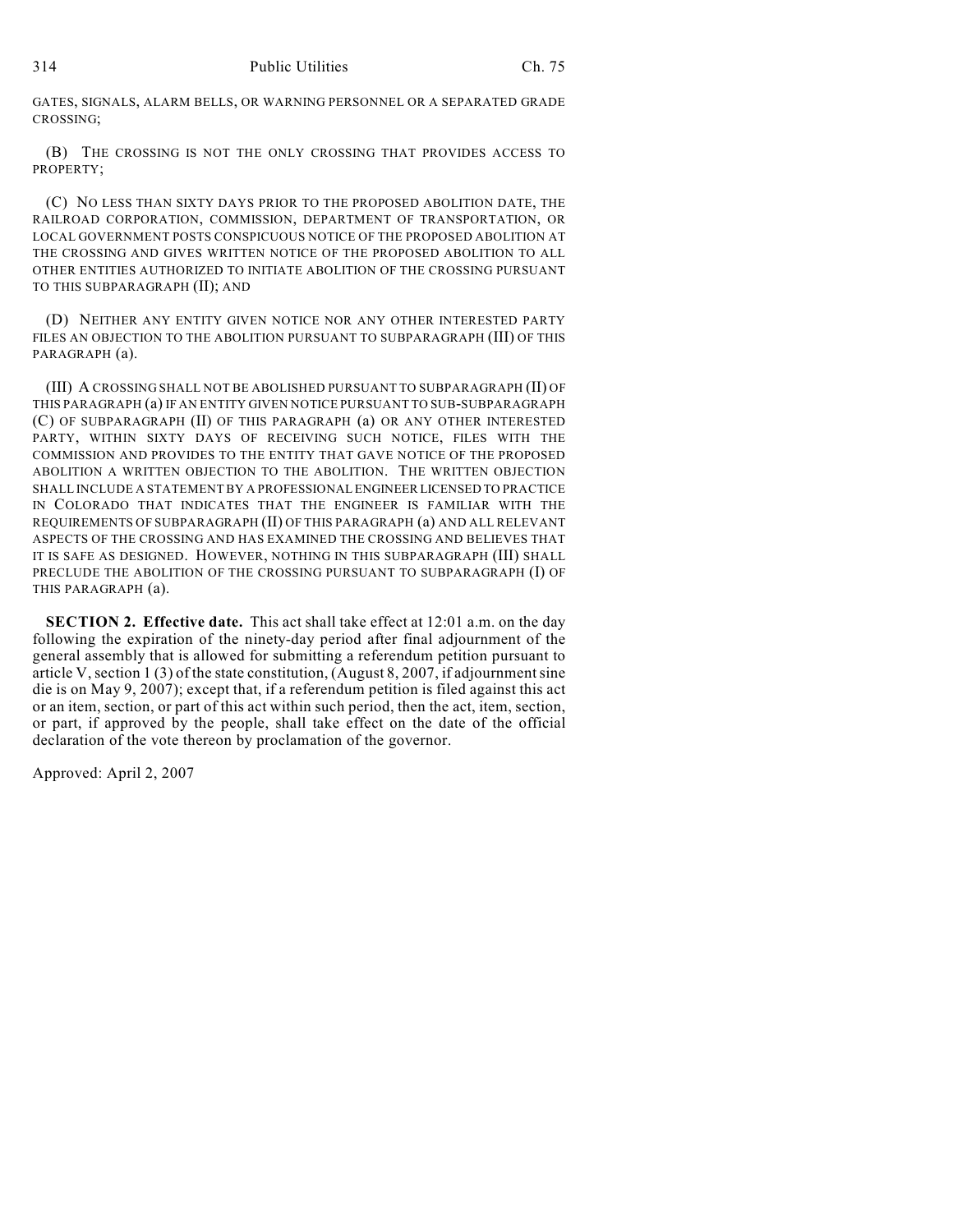GATES, SIGNALS, ALARM BELLS, OR WARNING PERSONNEL OR A SEPARATED GRADE CROSSING;

(B) THE CROSSING IS NOT THE ONLY CROSSING THAT PROVIDES ACCESS TO PROPERTY;

(C) NO LESS THAN SIXTY DAYS PRIOR TO THE PROPOSED ABOLITION DATE, THE RAILROAD CORPORATION, COMMISSION, DEPARTMENT OF TRANSPORTATION, OR LOCAL GOVERNMENT POSTS CONSPICUOUS NOTICE OF THE PROPOSED ABOLITION AT THE CROSSING AND GIVES WRITTEN NOTICE OF THE PROPOSED ABOLITION TO ALL OTHER ENTITIES AUTHORIZED TO INITIATE ABOLITION OF THE CROSSING PURSUANT TO THIS SUBPARAGRAPH (II); AND

(D) NEITHER ANY ENTITY GIVEN NOTICE NOR ANY OTHER INTERESTED PARTY FILES AN OBJECTION TO THE ABOLITION PURSUANT TO SUBPARAGRAPH (III) OF THIS PARAGRAPH (a).

(III) A CROSSING SHALL NOT BE ABOLISHED PURSUANT TO SUBPARAGRAPH (II) OF THIS PARAGRAPH (a) IF AN ENTITY GIVEN NOTICE PURSUANT TO SUB-SUBPARAGRAPH (C) OF SUBPARAGRAPH (II) OF THIS PARAGRAPH (a) OR ANY OTHER INTERESTED PARTY, WITHIN SIXTY DAYS OF RECEIVING SUCH NOTICE, FILES WITH THE COMMISSION AND PROVIDES TO THE ENTITY THAT GAVE NOTICE OF THE PROPOSED ABOLITION A WRITTEN OBJECTION TO THE ABOLITION. THE WRITTEN OBJECTION SHALL INCLUDE A STATEMENT BY A PROFESSIONAL ENGINEER LICENSED TO PRACTICE IN COLORADO THAT INDICATES THAT THE ENGINEER IS FAMILIAR WITH THE REQUIREMENTS OF SUBPARAGRAPH (II) OF THIS PARAGRAPH (a) AND ALL RELEVANT ASPECTS OF THE CROSSING AND HAS EXAMINED THE CROSSING AND BELIEVES THAT IT IS SAFE AS DESIGNED. HOWEVER, NOTHING IN THIS SUBPARAGRAPH (III) SHALL PRECLUDE THE ABOLITION OF THE CROSSING PURSUANT TO SUBPARAGRAPH (I) OF THIS PARAGRAPH (a).

**SECTION 2. Effective date.** This act shall take effect at 12:01 a.m. on the day following the expiration of the ninety-day period after final adjournment of the general assembly that is allowed for submitting a referendum petition pursuant to article V, section 1 (3) of the state constitution, (August 8, 2007, if adjournment sine die is on May 9, 2007); except that, if a referendum petition is filed against this act or an item, section, or part of this act within such period, then the act, item, section, or part, if approved by the people, shall take effect on the date of the official declaration of the vote thereon by proclamation of the governor.

Approved: April 2, 2007